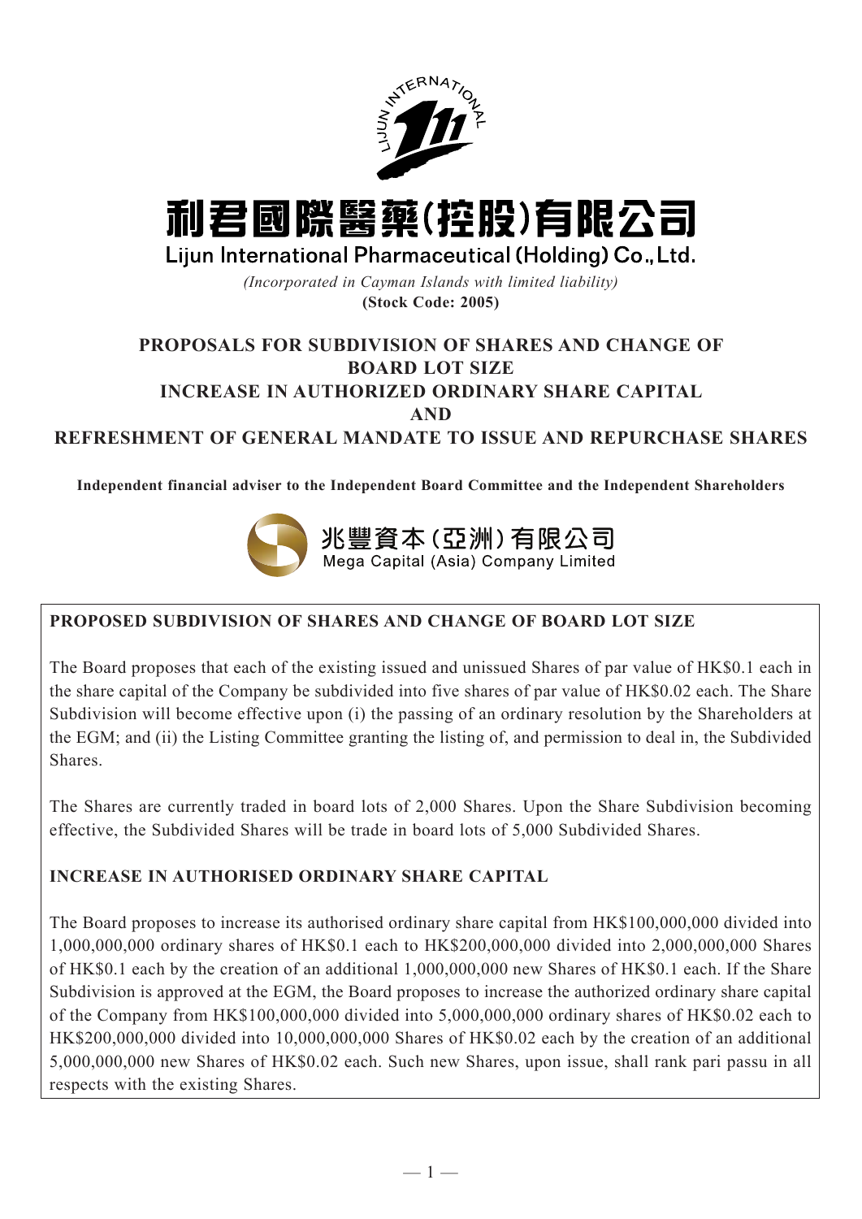# 利君國際醫藥(控股)有限公司

## Lijun International Pharmaceutical (Holding) Co., Ltd.

*(Incorporated in Cayman Islands with limited liability)*

**(Stock Code: 2005)**

## PROPOSALS FOR SUBDIVISION OF SHARES AND CHANGE OF BOARD LOT SIZE INCREASE IN AUTHORIZED ORDINARY SHARE CAPITAL AND REFRESHMENT OF GENERAL MANDATE TO ISSUE AND REPURCHASE SHARES

**Independent financial adviser to the Independent Board Committee and the Independent Shareholders**

兆豐資本(亞洲)有限公司

Mega Capital (Asia) Company Limited

### PROPOSED SUBDIVISION OF SHARES AND CHANGE OF BOARD LOT SIZE

The Board proposes that each of the existing issued and unissued Shares of par value of HK$0.1 each in the share capital of the Company be subdivided into five shares of par value of HK$0.02 each. The Share Subdivision will become effective upon (i) the passing of an ordinary resolution by the Shareholders at the EGM; and (ii) the Listing Committee granting the listing of, and permission to deal in, the Subdivided Shares.

The Shares are currently traded in board lots of 2,000 Shares. Upon the Share Subdivision becoming effective, the Subdivided Shares will be trade in board lots of 5,000 Subdivided Shares.

### INCREASE IN AUTHORISED ORDINARY SHARE CAPITAL

The Board proposes to increase its authorised ordinary share capital from HK$100,000,000 divided into 1,000,000,000 ordinary shares of HK$0.1 each to HK$200,000,000 divided into 2,000,000,000 Shares of HK$0.1 each by the creation of an additional 1,000,000,000 new Shares of HK$0.1 each. If the Share Subdivision is approved at the EGM, the Board proposes to increase the authorized ordinary share capital of the Company from HK$100,000,000 divided into 5,000,000,000 ordinary shares of HK$0.02 each to HK$200,000,000 divided into 10,000,000,000 Shares of HK$0.02 each by the creation of an additional 5,000,000,000 new Shares of HK$0.02 each. Such new Shares, upon issue, shall rank pari passu in all respects with the existing Shares.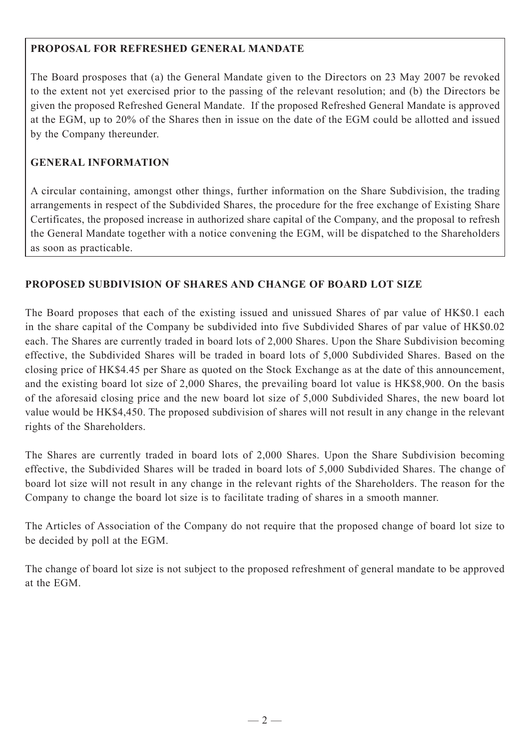**PROPOSAL FOR REFRESHED GENERAL MANDATE**

The Board prosposes that (a) the General Mandate given to the Directors on 23 May 2007 be revoked to the extent not yet exercised prior to the passing of the relevant resolution; and (b) the Directors be given the proposed Refreshed General Mandate. If the proposed Refreshed General Mandate is approved at the EGM, up to 20% of the Shares then in issue on the date of the EGM could be allotted and issued by the Company thereunder.

**GENERAL INFORMATION**

A circular containing, amongst other things, further information on the Share Subdivision, the trading arrangements in respect of the Subdivided Shares, the procedure for the free exchange of Existing Share Certificates, the proposed increase in authorized share capital of the Company, and the proposal to refresh the General Mandate together with a notice convening the EGM, will be dispatched to the Shareholders as soon as practicable.

**PROPOSED SUBDIVISION OF SHARES AND CHANGE OF BOARD LOT SIZE**

The Board proposes that each of the existing issued and unissued Shares of par value of HK$0.1 each in the share capital of the Company be subdivided into five Subdivided Shares of par value of HK$0.02 each. The Shares are currently traded in board lots of 2,000 Shares. Upon the Share Subdivision becoming effective, the Subdivided Shares will be traded in board lots of 5,000 Subdivided Shares. Based on the closing price of HK$4.45 per Share as quoted on the Stock Exchange as at the date of this announcement, and the existing board lot size of 2,000 Shares, the prevailing board lot value is HK$8,900. On the basis of the aforesaid closing price and the new board lot size of 5,000 Subdivided Shares, the new board lot value would be HK$4,450. The proposed subdivision of shares will not result in any change in the relevant rights of the Shareholders.

The Shares are currently traded in board lots of 2,000 Shares. Upon the Share Subdivision becoming effective, the Subdivided Shares will be traded in board lots of 5,000 Subdivided Shares. The change of board lot size will not result in any change in the relevant rights of the Shareholders. The reason for the Company to change the board lot size is to facilitate trading of shares in a smooth manner.

The Articles of Association of the Company do not require that the proposed change of board lot size to be decided by poll at the EGM.

The change of board lot size is not subject to the proposed refreshment of general mandate to be approved at the EGM.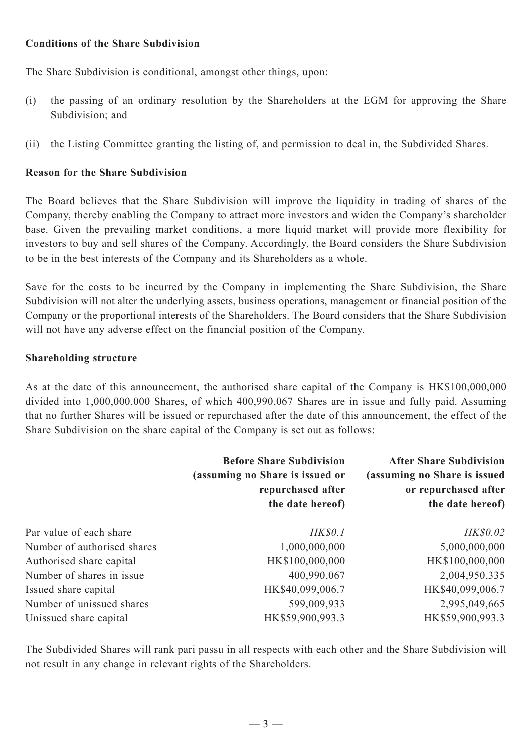**Conditions of the Share Subdivision**

The Share Subdivision is conditional, amongst other things, upon:

(i) the passing of an ordinary resolution by the Shareholders at the EGM for approving the Share Subdivision; and

(ii) the Listing Committee granting the listing of, and permission to deal in, the Subdivided Shares.

**Reason for the Share Subdivision**

The Board believes that the Share Subdivision will improve the liquidity in trading of shares of the Company, thereby enabling the Company to attract more investors and widen the Company's shareholder base. Given the prevailing market conditions, a more liquid market will provide more flexibility for investors to buy and sell shares of the Company. Accordingly, the Board considers the Share Subdivision to be in the best interests of the Company and its Shareholders as a whole.

Save for the costs to be incurred by the Company in implementing the Share Subdivision, the Share Subdivision will not alter the underlying assets, business operations, management or financial position of the Company or the proportional interests of the Shareholders. The Board considers that the Share Subdivision will not have any adverse effect on the financial position of the Company.

**Shareholding structure**

As at the date of this announcement, the authorised share capital of the Company is HK$100,000,000 divided into 1,000,000,000 Shares, of which 400,990,067 Shares are in issue and fully paid. Assuming that no further Shares will be issued or repurchased after the date of this announcement, the effect of the Share Subdivision on the share capital of the Company is set out as follows:

| | **Before Share Subdivision (assuming no Share is issued or repurchased after the date hereof)** | **After Share Subdivision (assuming no Share is issued or repurchased after the date hereof)** |
|---|---|---|
| Par value of each share | *HK$0.1* | *HK$0.02* |
| Number of authorised shares | 1,000,000,000 | 5,000,000,000 |
| Authorised share capital | HK$100,000,000 | HK$100,000,000 |
| Number of shares in issue | 400,990,067 | 2,004,950,335 |
| Issued share capital | HK$40,099,006.7 | HK$40,099,006.7 |
| Number of unissued shares | 599,009,933 | 2,995,049,665 |
| Unissued share capital | HK$59,900,993.3 | HK$59,900,993.3 |

The Subdivided Shares will rank pari passu in all respects with each other and the Share Subdivision will not result in any change in relevant rights of the Shareholders.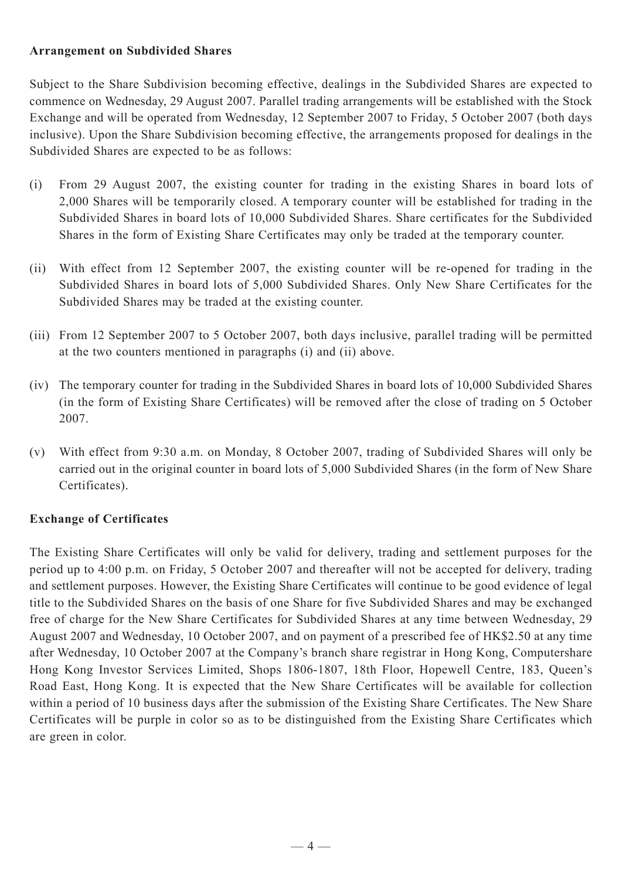**Arrangement on Subdivided Shares**

Subject to the Share Subdivision becoming effective, dealings in the Subdivided Shares are expected to commence on Wednesday, 29 August 2007. Parallel trading arrangements will be established with the Stock Exchange and will be operated from Wednesday, 12 September 2007 to Friday, 5 October 2007 (both days inclusive). Upon the Share Subdivision becoming effective, the arrangements proposed for dealings in the Subdivided Shares are expected to be as follows:

(i) From 29 August 2007, the existing counter for trading in the existing Shares in board lots of 2,000 Shares will be temporarily closed. A temporary counter will be established for trading in the Subdivided Shares in board lots of 10,000 Subdivided Shares. Share certificates for the Subdivided Shares in the form of Existing Share Certificates may only be traded at the temporary counter.

(ii) With effect from 12 September 2007, the existing counter will be re-opened for trading in the Subdivided Shares in board lots of 5,000 Subdivided Shares. Only New Share Certificates for the Subdivided Shares may be traded at the existing counter.

(iii) From 12 September 2007 to 5 October 2007, both days inclusive, parallel trading will be permitted at the two counters mentioned in paragraphs (i) and (ii) above.

(iv) The temporary counter for trading in the Subdivided Shares in board lots of 10,000 Subdivided Shares (in the form of Existing Share Certificates) will be removed after the close of trading on 5 October 2007.

(v) With effect from 9:30 a.m. on Monday, 8 October 2007, trading of Subdivided Shares will only be carried out in the original counter in board lots of 5,000 Subdivided Shares (in the form of New Share Certificates).

**Exchange of Certificates**

The Existing Share Certificates will only be valid for delivery, trading and settlement purposes for the period up to 4:00 p.m. on Friday, 5 October 2007 and thereafter will not be accepted for delivery, trading and settlement purposes. However, the Existing Share Certificates will continue to be good evidence of legal title to the Subdivided Shares on the basis of one Share for five Subdivided Shares and may be exchanged free of charge for the New Share Certificates for Subdivided Shares at any time between Wednesday, 29 August 2007 and Wednesday, 10 October 2007, and on payment of a prescribed fee of HK$2.50 at any time after Wednesday, 10 October 2007 at the Company's branch share registrar in Hong Kong, Computershare Hong Kong Investor Services Limited, Shops 1806-1807, 18th Floor, Hopewell Centre, 183, Queen's Road East, Hong Kong. It is expected that the New Share Certificates will be available for collection within a period of 10 business days after the submission of the Existing Share Certificates. The New Share Certificates will be purple in color so as to be distinguished from the Existing Share Certificates which are green in color.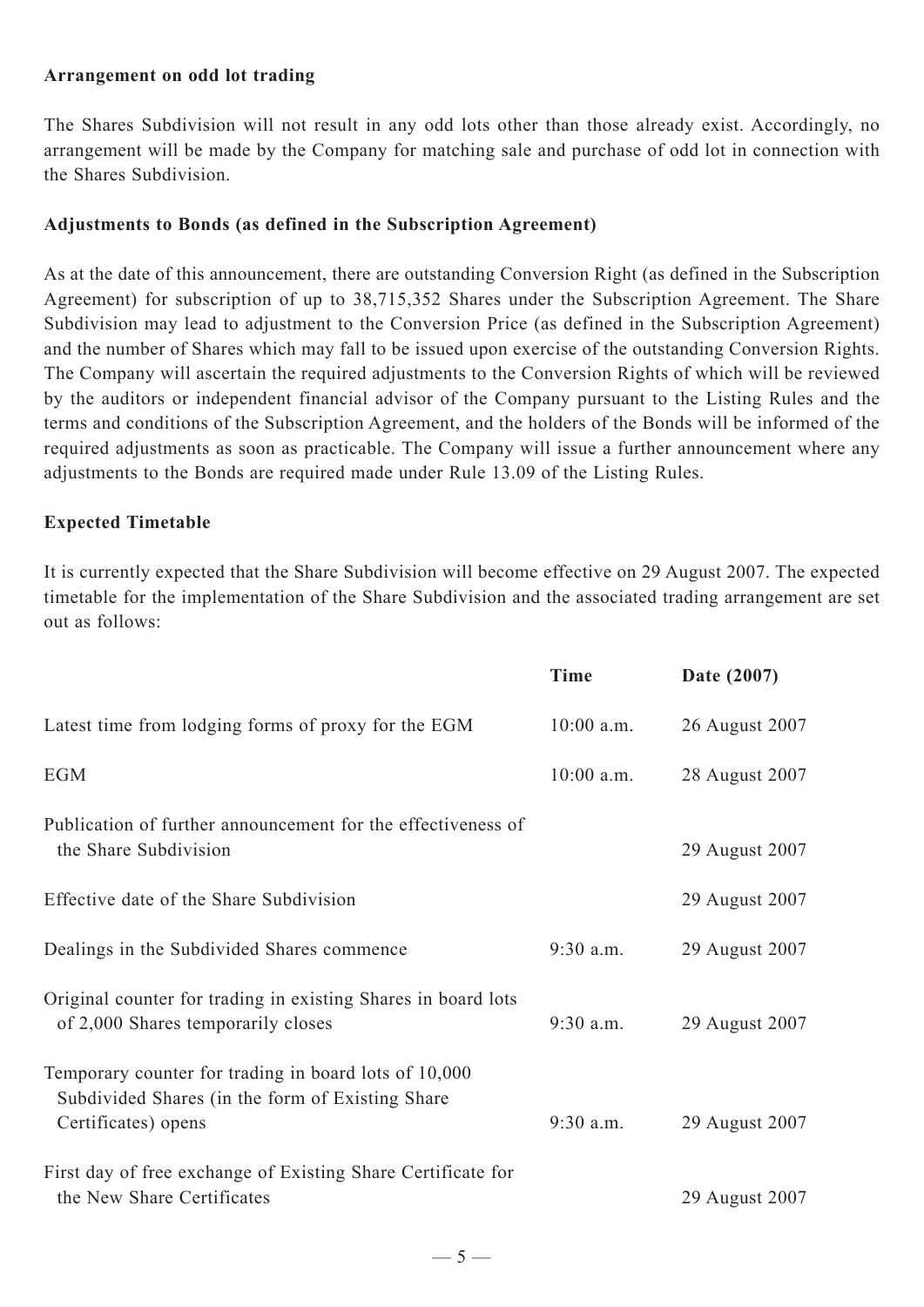**Arrangement on odd lot trading**

The Shares Subdivision will not result in any odd lots other than those already exist. Accordingly, no arrangement will be made by the Company for matching sale and purchase of odd lot in connection with the Shares Subdivision.

**Adjustments to Bonds (as defined in the Subscription Agreement)**

As at the date of this announcement, there are outstanding Conversion Right (as defined in the Subscription Agreement) for subscription of up to 38,715,352 Shares under the Subscription Agreement. The Share Subdivision may lead to adjustment to the Conversion Price (as defined in the Subscription Agreement) and the number of Shares which may fall to be issued upon exercise of the outstanding Conversion Rights. The Company will ascertain the required adjustments to the Conversion Rights of which will be reviewed by the auditors or independent financial advisor of the Company pursuant to the Listing Rules and the terms and conditions of the Subscription Agreement, and the holders of the Bonds will be informed of the required adjustments as soon as practicable. The Company will issue a further announcement where any adjustments to the Bonds are required made under Rule 13.09 of the Listing Rules.

**Expected Timetable**

It is currently expected that the Share Subdivision will become effective on 29 August 2007. The expected timetable for the implementation of the Share Subdivision and the associated trading arrangement are set out as follows:

| | **Time** | **Date (2007)** |
|---|---|---|
| Latest time from lodging forms of proxy for the EGM | 10:00 a.m. | 26 August 2007 |
| EGM | 10:00 a.m. | 28 August 2007 |
| Publication of further announcement for the effectiveness of the Share Subdivision | | 29 August 2007 |
| Effective date of the Share Subdivision | | 29 August 2007 |
| Dealings in the Subdivided Shares commence | 9:30 a.m. | 29 August 2007 |
| Original counter for trading in existing Shares in board lots of 2,000 Shares temporarily closes | 9:30 a.m. | 29 August 2007 |
| Temporary counter for trading in board lots of 10,000 Subdivided Shares (in the form of Existing Share Certificates) opens | 9:30 a.m. | 29 August 2007 |
| First day of free exchange of Existing Share Certificate for the New Share Certificates | | 29 August 2007 |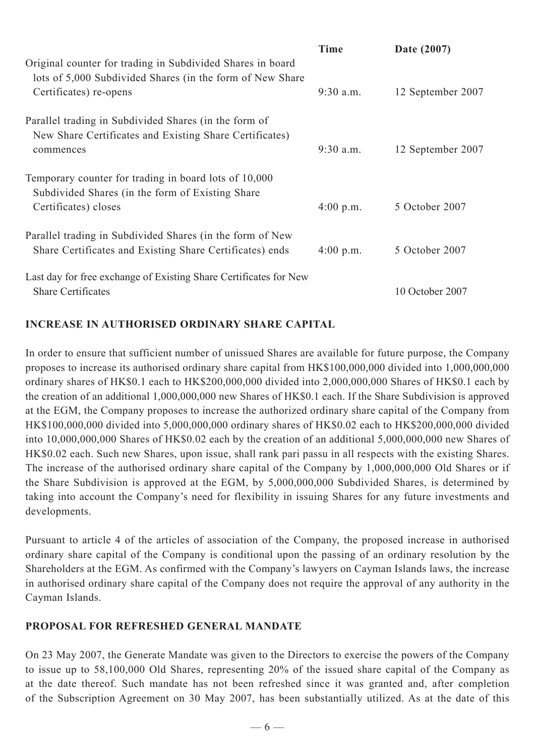| | Time | Date (2007) |
|---|---|---|
| Original counter for trading in Subdivided Shares in board lots of 5,000 Subdivided Shares (in the form of New Share Certificates) re-opens | 9:30 a.m. | 12 September 2007 |
| Parallel trading in Subdivided Shares (in the form of New Share Certificates and Existing Share Certificates) commences | 9:30 a.m. | 12 September 2007 |
| Temporary counter for trading in board lots of 10,000 Subdivided Shares (in the form of Existing Share Certificates) closes | 4:00 p.m. | 5 October 2007 |
| Parallel trading in Subdivided Shares (in the form of New Share Certificates and Existing Share Certificates) ends | 4:00 p.m. | 5 October 2007 |
| Last day for free exchange of Existing Share Certificates for New Share Certificates | | 10 October 2007 |

## INCREASE IN AUTHORISED ORDINARY SHARE CAPITAL

In order to ensure that sufficient number of unissued Shares are available for future purpose, the Company proposes to increase its authorised ordinary share capital from HK$100,000,000 divided into 1,000,000,000 ordinary shares of HK$0.1 each to HK$200,000,000 divided into 2,000,000,000 Shares of HK$0.1 each by the creation of an additional 1,000,000,000 new Shares of HK$0.1 each. If the Share Subdivision is approved at the EGM, the Company proposes to increase the authorized ordinary share capital of the Company from HK$100,000,000 divided into 5,000,000,000 ordinary shares of HK$0.02 each to HK$200,000,000 divided into 10,000,000,000 Shares of HK$0.02 each by the creation of an additional 5,000,000,000 new Shares of HK$0.02 each. Such new Shares, upon issue, shall rank pari passu in all respects with the existing Shares. The increase of the authorised ordinary share capital of the Company by 1,000,000,000 Old Shares or if the Share Subdivision is approved at the EGM, by 5,000,000,000 Subdivided Shares, is determined by taking into account the Company's need for flexibility in issuing Shares for any future investments and developments.

Pursuant to article 4 of the articles of association of the Company, the proposed increase in authorised ordinary share capital of the Company is conditional upon the passing of an ordinary resolution by the Shareholders at the EGM. As confirmed with the Company's lawyers on Cayman Islands laws, the increase in authorised ordinary share capital of the Company does not require the approval of any authority in the Cayman Islands.

## PROPOSAL FOR REFRESHED GENERAL MANDATE

On 23 May 2007, the Generate Mandate was given to the Directors to exercise the powers of the Company to issue up to 58,100,000 Old Shares, representing 20% of the issued share capital of the Company as at the date thereof. Such mandate has not been refreshed since it was granted and, after completion of the Subscription Agreement on 30 May 2007, has been substantially utilized. As at the date of this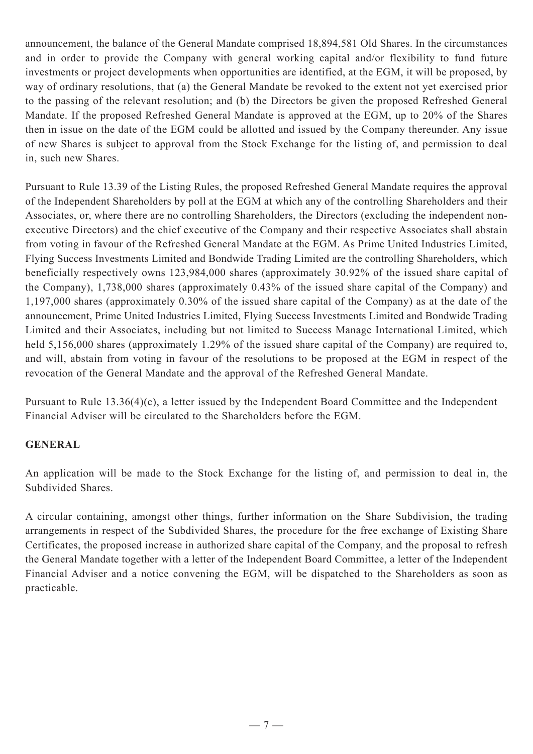announcement, the balance of the General Mandate comprised 18,894,581 Old Shares. In the circumstances and in order to provide the Company with general working capital and/or flexibility to fund future investments or project developments when opportunities are identified, at the EGM, it will be proposed, by way of ordinary resolutions, that (a) the General Mandate be revoked to the extent not yet exercised prior to the passing of the relevant resolution; and (b) the Directors be given the proposed Refreshed General Mandate. If the proposed Refreshed General Mandate is approved at the EGM, up to 20% of the Shares then in issue on the date of the EGM could be allotted and issued by the Company thereunder. Any issue of new Shares is subject to approval from the Stock Exchange for the listing of, and permission to deal in, such new Shares.

Pursuant to Rule 13.39 of the Listing Rules, the proposed Refreshed General Mandate requires the approval of the Independent Shareholders by poll at the EGM at which any of the controlling Shareholders and their Associates, or, where there are no controlling Shareholders, the Directors (excluding the independent non-executive Directors) and the chief executive of the Company and their respective Associates shall abstain from voting in favour of the Refreshed General Mandate at the EGM. As Prime United Industries Limited, Flying Success Investments Limited and Bondwide Trading Limited are the controlling Shareholders, which beneficially respectively owns 123,984,000 shares (approximately 30.92% of the issued share capital of the Company), 1,738,000 shares (approximately 0.43% of the issued share capital of the Company) and 1,197,000 shares (approximately 0.30% of the issued share capital of the Company) as at the date of the announcement, Prime United Industries Limited, Flying Success Investments Limited and Bondwide Trading Limited and their Associates, including but not limited to Success Manage International Limited, which held 5,156,000 shares (approximately 1.29% of the issued share capital of the Company) are required to, and will, abstain from voting in favour of the resolutions to be proposed at the EGM in respect of the revocation of the General Mandate and the approval of the Refreshed General Mandate.

Pursuant to Rule 13.36(4)(c), a letter issued by the Independent Board Committee and the Independent Financial Adviser will be circulated to the Shareholders before the EGM.

**GENERAL**

An application will be made to the Stock Exchange for the listing of, and permission to deal in, the Subdivided Shares.

A circular containing, amongst other things, further information on the Share Subdivision, the trading arrangements in respect of the Subdivided Shares, the procedure for the free exchange of Existing Share Certificates, the proposed increase in authorized share capital of the Company, and the proposal to refresh the General Mandate together with a letter of the Independent Board Committee, a letter of the Independent Financial Adviser and a notice convening the EGM, will be dispatched to the Shareholders as soon as practicable.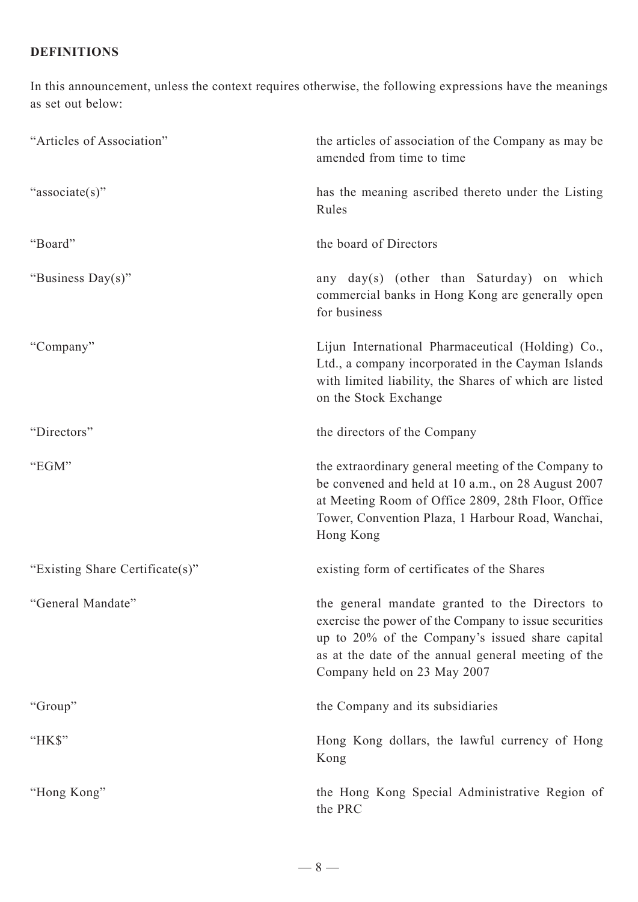## DEFINITIONS

In this announcement, unless the context requires otherwise, the following expressions have the meanings as set out below:

| | |
|---|---|
| "Articles of Association" | the articles of association of the Company as may be amended from time to time |
| "associate(s)" | has the meaning ascribed thereto under the Listing Rules |
| "Board" | the board of Directors |
| "Business Day(s)" | any day(s) (other than Saturday) on which commercial banks in Hong Kong are generally open for business |
| "Company" | Lijun International Pharmaceutical (Holding) Co., Ltd., a company incorporated in the Cayman Islands with limited liability, the Shares of which are listed on the Stock Exchange |
| "Directors" | the directors of the Company |
| "EGM" | the extraordinary general meeting of the Company to be convened and held at 10 a.m., on 28 August 2007 at Meeting Room of Office 2809, 28th Floor, Office Tower, Convention Plaza, 1 Harbour Road, Wanchai, Hong Kong |
| "Existing Share Certificate(s)" | existing form of certificates of the Shares |
| "General Mandate" | the general mandate granted to the Directors to exercise the power of the Company to issue securities up to 20% of the Company's issued share capital as at the date of the annual general meeting of the Company held on 23 May 2007 |
| "Group" | the Company and its subsidiaries |
| "HK$" | Hong Kong dollars, the lawful currency of Hong Kong |
| "Hong Kong" | the Hong Kong Special Administrative Region of the PRC |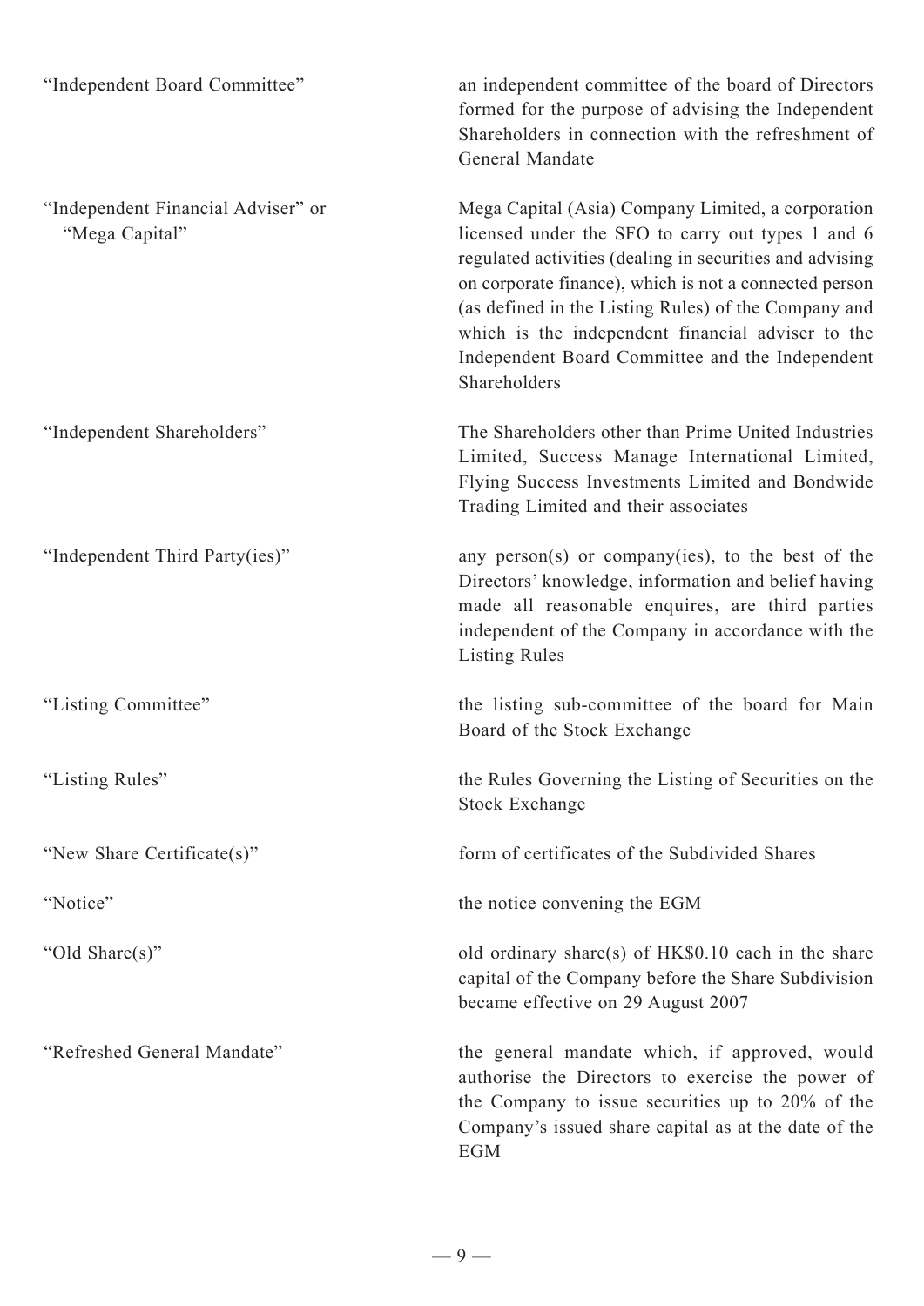| | |
|---|---|
| "Independent Board Committee" | an independent committee of the board of Directors formed for the purpose of advising the Independent Shareholders in connection with the refreshment of General Mandate |
| "Independent Financial Adviser" or "Mega Capital" | Mega Capital (Asia) Company Limited, a corporation licensed under the SFO to carry out types 1 and 6 regulated activities (dealing in securities and advising on corporate finance), which is not a connected person (as defined in the Listing Rules) of the Company and which is the independent financial adviser to the Independent Board Committee and the Independent Shareholders |
| "Independent Shareholders" | The Shareholders other than Prime United Industries Limited, Success Manage International Limited, Flying Success Investments Limited and Bondwide Trading Limited and their associates |
| "Independent Third Party(ies)" | any person(s) or company(ies), to the best of the Directors' knowledge, information and belief having made all reasonable enquires, are third parties independent of the Company in accordance with the Listing Rules |
| "Listing Committee" | the listing sub-committee of the board for Main Board of the Stock Exchange |
| "Listing Rules" | the Rules Governing the Listing of Securities on the Stock Exchange |
| "New Share Certificate(s)" | form of certificates of the Subdivided Shares |
| "Notice" | the notice convening the EGM |
| "Old Share(s)" | old ordinary share(s) of HK$0.10 each in the share capital of the Company before the Share Subdivision became effective on 29 August 2007 |
| "Refreshed General Mandate" | the general mandate which, if approved, would authorise the Directors to exercise the power of the Company to issue securities up to 20% of the Company's issued share capital as at the date of the EGM |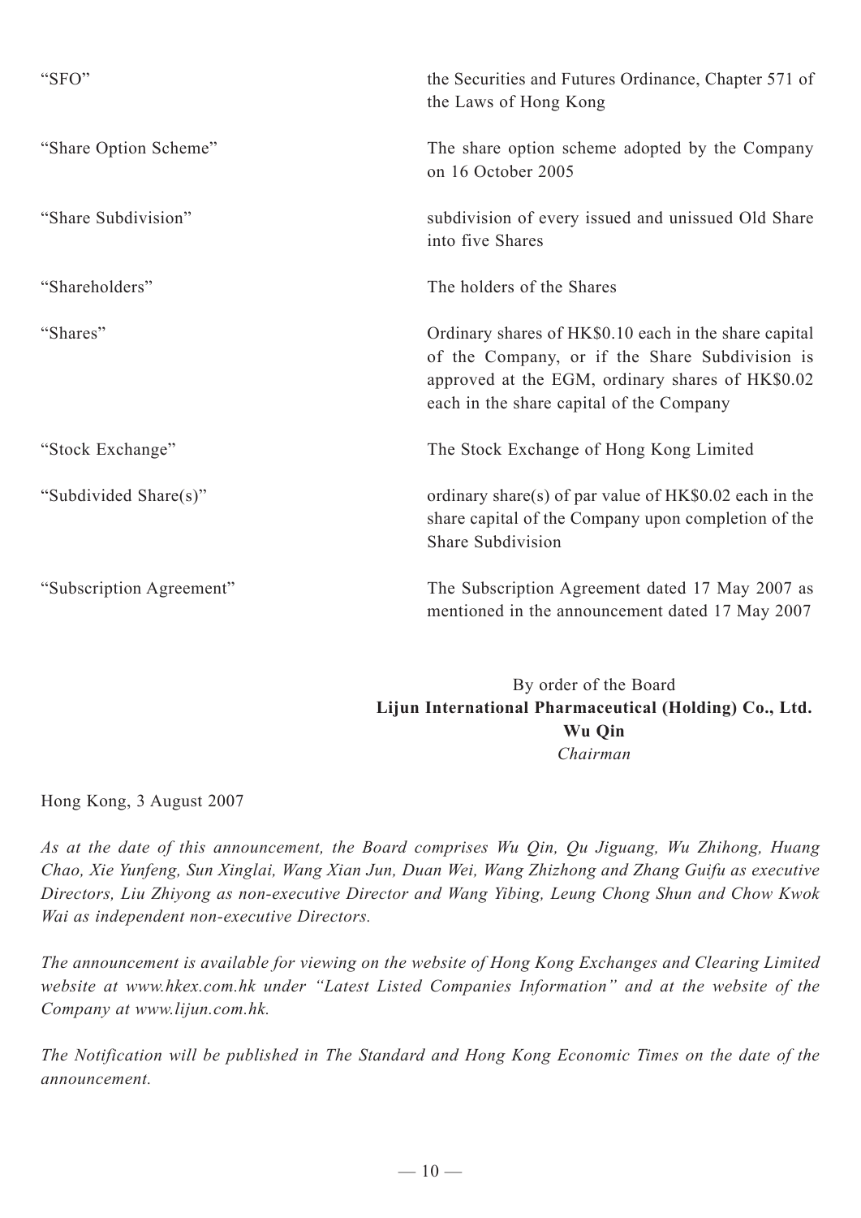| | |
|---|---|
| "SFO" | the Securities and Futures Ordinance, Chapter 571 of the Laws of Hong Kong |
| "Share Option Scheme" | The share option scheme adopted by the Company on 16 October 2005 |
| "Share Subdivision" | subdivision of every issued and unissued Old Share into five Shares |
| "Shareholders" | The holders of the Shares |
| "Shares" | Ordinary shares of HK$0.10 each in the share capital of the Company, or if the Share Subdivision is approved at the EGM, ordinary shares of HK$0.02 each in the share capital of the Company |
| "Stock Exchange" | The Stock Exchange of Hong Kong Limited |
| "Subdivided Share(s)" | ordinary share(s) of par value of HK$0.02 each in the share capital of the Company upon completion of the Share Subdivision |
| "Subscription Agreement" | The Subscription Agreement dated 17 May 2007 as mentioned in the announcement dated 17 May 2007 |

By order of the Board
**Lijun International Pharmaceutical (Holding) Co., Ltd.**
**Wu Qin**
*Chairman*

Hong Kong, 3 August 2007

*As at the date of this announcement, the Board comprises Wu Qin, Qu Jiguang, Wu Zhihong, Huang Chao, Xie Yunfeng, Sun Xinglai, Wang Xian Jun, Duan Wei, Wang Zhizhong and Zhang Guifu as executive Directors, Liu Zhiyong as non-executive Director and Wang Yibing, Leung Chong Shun and Chow Kwok Wai as independent non-executive Directors.*

*The announcement is available for viewing on the website of Hong Kong Exchanges and Clearing Limited website at www.hkex.com.hk under "Latest Listed Companies Information" and at the website of the Company at www.lijun.com.hk.*

*The Notification will be published in The Standard and Hong Kong Economic Times on the date of the announcement.*